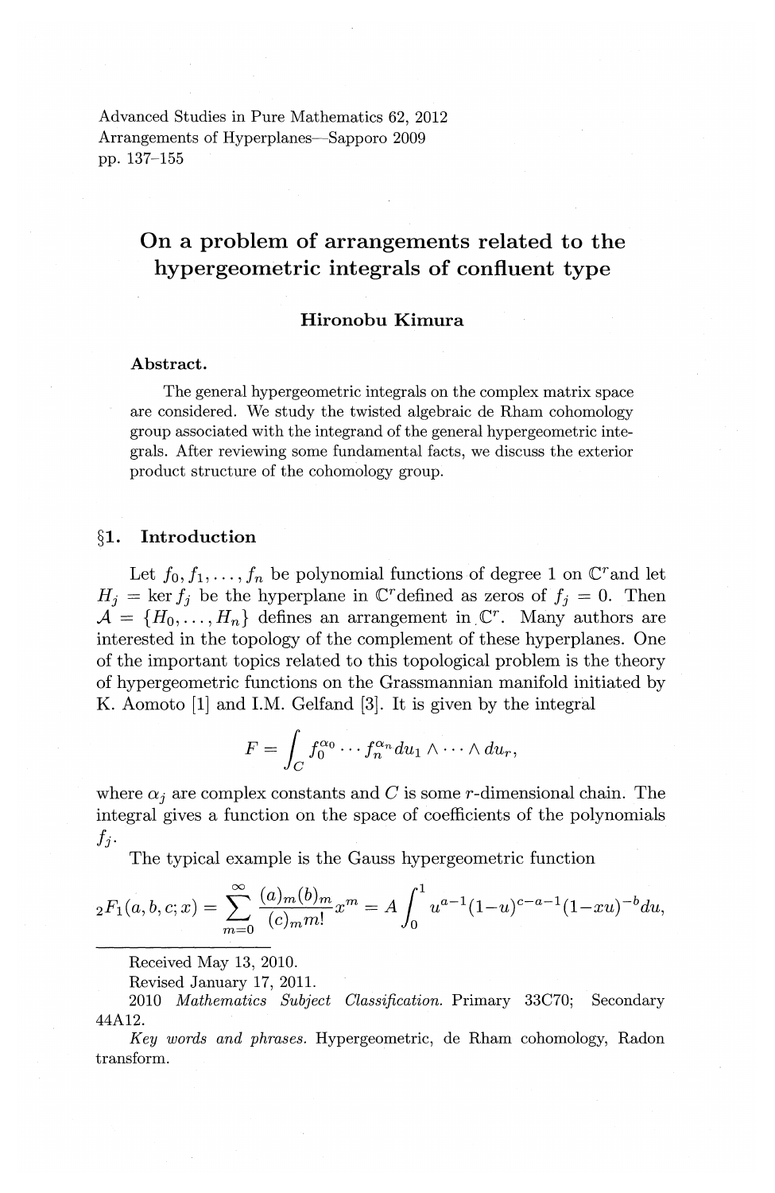Advanced Studies in Pure Mathematics 62, 2012
Arrangements of Hyperplanes—Sapporo 2009
pp. 137–155

# On a problem of arrangements related to the hypergeometric integrals of confluent type

**Hironobu Kimura**

**Abstract.**

The general hypergeometric integrals on the complex matrix space are considered. We study the twisted algebraic de Rham cohomology group associated with the integrand of the general hypergeometric integrals. After reviewing some fundamental facts, we discuss the exterior product structure of the cohomology group.

## §1. Introduction

Let $f_0, f_1, \dots, f_n$ be polynomial functions of degree 1 on $\mathbb{C}^r$ and let $H_j = \ker f_j$ be the hyperplane in $\mathbb{C}^r$ defined as zeros of $f_j = 0$. Then $\mathcal{A} = \{H_0, \dots, H_n\}$ defines an arrangement in $\mathbb{C}^r$. Many authors are interested in the topology of the complement of these hyperplanes. One of the important topics related to this topological problem is the theory of hypergeometric functions on the Grassmannian manifold initiated by K. Aomoto [1] and I.M. Gelfand [3]. It is given by the integral

$$F = \int_C f_0^{\alpha_0} \cdots f_n^{\alpha_n} du_1 \wedge \cdots \wedge du_r,$$

where $\alpha_j$ are complex constants and $C$ is some $r$-dimensional chain. The integral gives a function on the space of coefficients of the polynomials $f_j$.

The typical example is the Gauss hypergeometric function

$${}_2F_1(a,b,c;x) = \sum_{m=0}^{\infty} \frac{(a)_m (b)_m}{(c)_m m!} x^m = A \int_0^1 u^{a-1}(1-u)^{c-a-1}(1-xu)^{-b} du,$$

Received May 13, 2010.

Revised January 17, 2011.

2010 *Mathematics Subject Classification.* Primary 33C70; Secondary 44A12.

*Key words and phrases.* Hypergeometric, de Rham cohomology, Radon transform.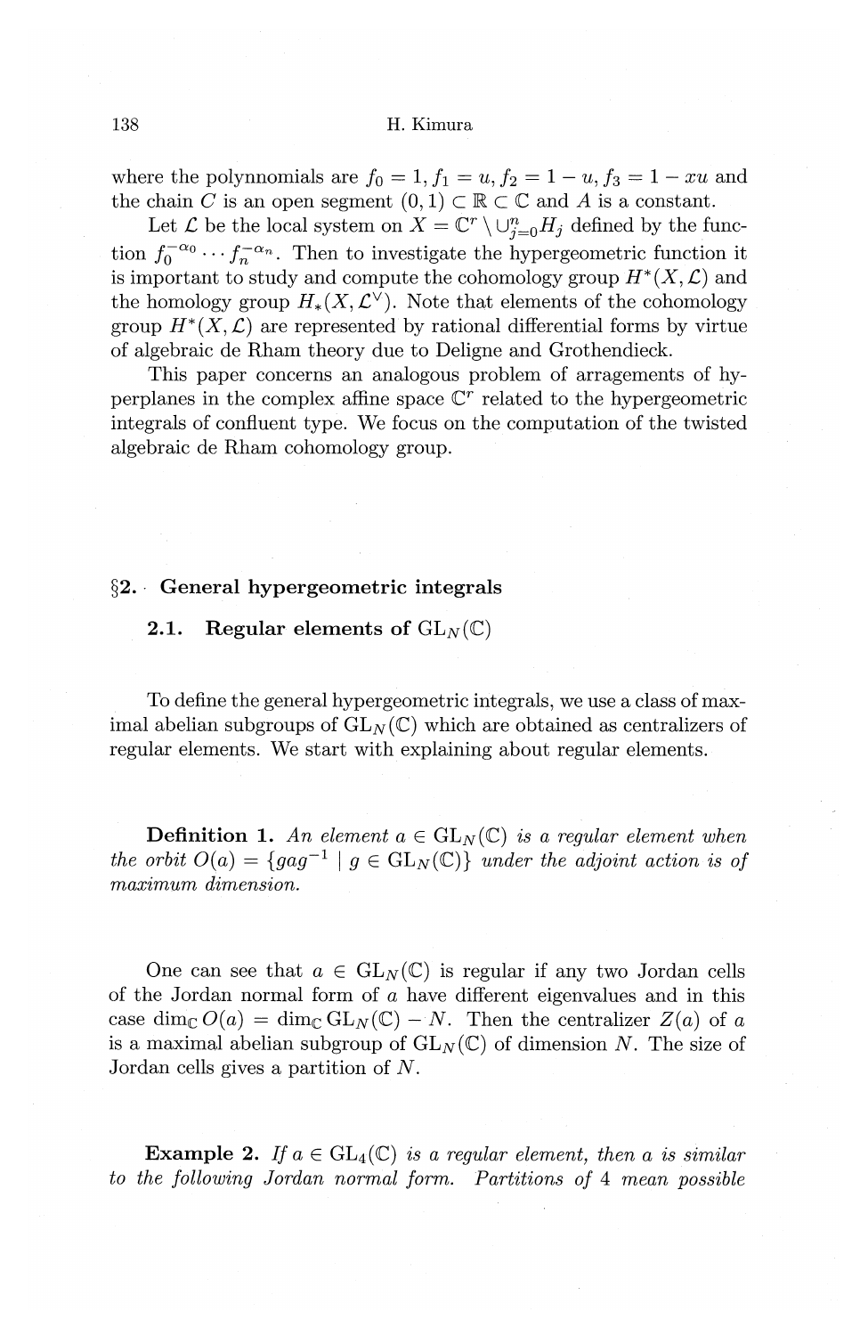where the polynnomials are $f_0 = 1, f_1 = u, f_2 = 1 - u, f_3 = 1 - xu$ and the chain $C$ is an open segment $(0,1) \subset \mathbb{R} \subset \mathbb{C}$ and $A$ is a constant.

Let $\mathcal{L}$ be the local system on $X = \mathbb{C}^r \setminus \cup_{j=0}^n H_j$ defined by the function $f_0^{-\alpha_0} \cdots f_n^{-\alpha_n}$. Then to investigate the hypergeometric function it is important to study and compute the cohomology group $H^*(X, \mathcal{L})$ and the homology group $H_*(X, \mathcal{L}^\vee)$. Note that elements of the cohomology group $H^*(X, \mathcal{L})$ are represented by rational differential forms by virtue of algebraic de Rham theory due to Deligne and Grothendieck.

This paper concerns an analogous problem of arragements of hyperplanes in the complex affine space $\mathbb{C}^r$ related to the hypergeometric integrals of confluent type. We focus on the computation of the twisted algebraic de Rham cohomology group.

## §2. General hypergeometric integrals

### 2.1. Regular elements of $\mathrm{GL}_N(\mathbb{C})$

To define the general hypergeometric integrals, we use a class of maximal abelian subgroups of $\mathrm{GL}_N(\mathbb{C})$ which are obtained as centralizers of regular elements. We start with explaining about regular elements.

**Definition 1.** *An element $a \in \mathrm{GL}_N(\mathbb{C})$ is a regular element when the orbit $O(a) = \{gag^{-1} \mid g \in \mathrm{GL}_N(\mathbb{C})\}$ under the adjoint action is of maximum dimension.*

One can see that $a \in \mathrm{GL}_N(\mathbb{C})$ is regular if any two Jordan cells of the Jordan normal form of $a$ have different eigenvalues and in this case $\dim_{\mathbb{C}} O(a) = \dim_{\mathbb{C}} \mathrm{GL}_N(\mathbb{C}) - N$. Then the centralizer $Z(a)$ of $a$ is a maximal abelian subgroup of $\mathrm{GL}_N(\mathbb{C})$ of dimension $N$. The size of Jordan cells gives a partition of $N$.

**Example 2.** *If $a \in \mathrm{GL}_4(\mathbb{C})$ is a regular element, then $a$ is similar to the following Jordan normal form. Partitions of 4 mean possible*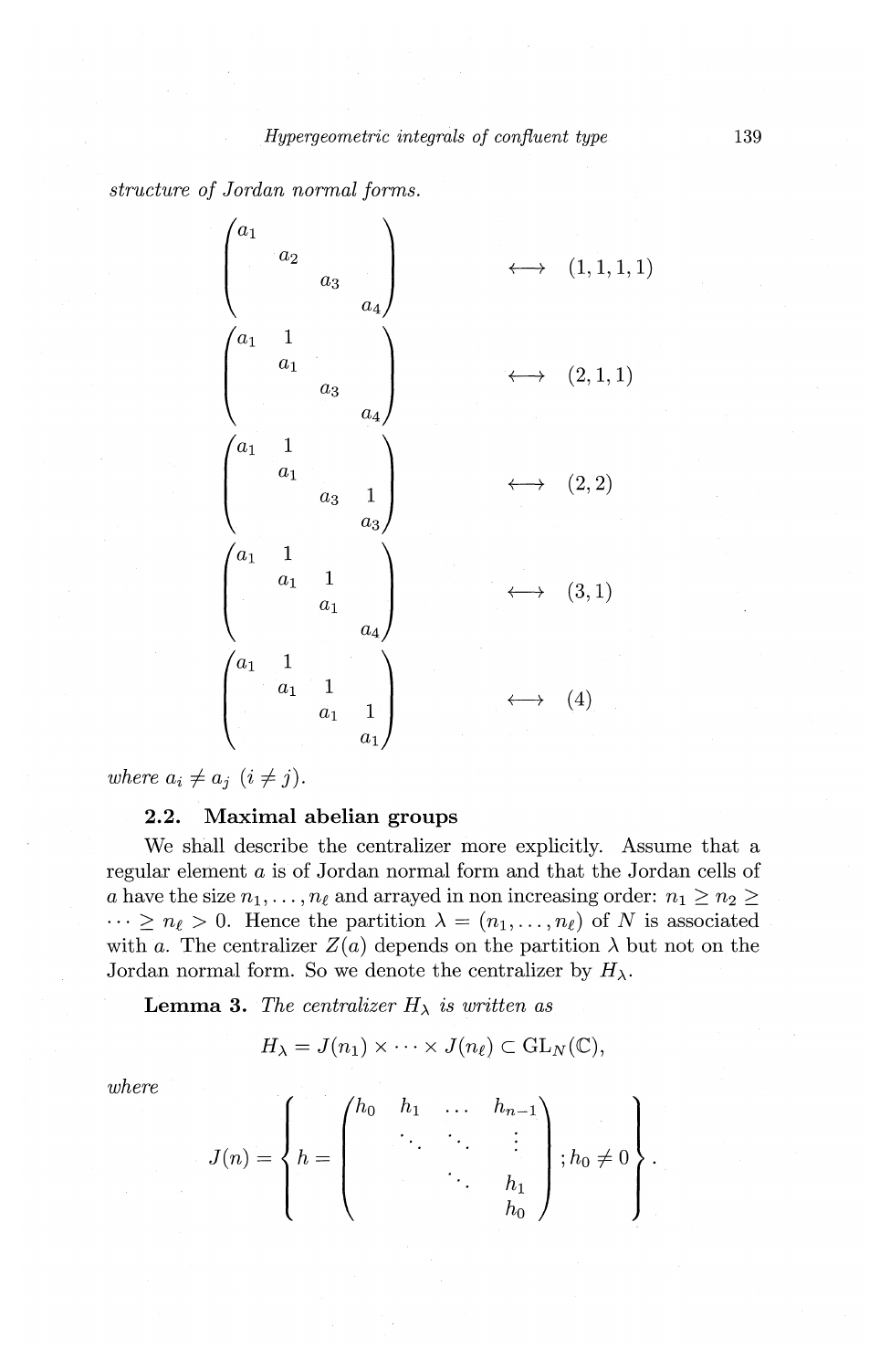*structure of Jordan normal forms.*

$$\begin{pmatrix} a_1 & & & \\ & a_2 & & \\ & & a_3 & \\ & & & a_4 \end{pmatrix} \quad \longleftrightarrow \quad (1,1,1,1)$$

$$\begin{pmatrix} a_1 & 1 & & \\ & a_1 & & \\ & & a_3 & \\ & & & a_4 \end{pmatrix} \quad \longleftrightarrow \quad (2,1,1)$$

$$\begin{pmatrix} a_1 & 1 & & \\ & a_1 & & \\ & & a_3 & 1 \\ & & & a_3 \end{pmatrix} \quad \longleftrightarrow \quad (2,2)$$

$$\begin{pmatrix} a_1 & 1 & & \\ & a_1 & 1 & \\ & & a_1 & \\ & & & a_4 \end{pmatrix} \quad \longleftrightarrow \quad (3,1)$$

$$\begin{pmatrix} a_1 & 1 & & \\ & a_1 & 1 & \\ & & a_1 & 1 \\ & & & a_1 \end{pmatrix} \quad \longleftrightarrow \quad (4)$$

*where* $a_i \neq a_j$ $(i \neq j)$.

### 2.2. Maximal abelian groups

We shall describe the centralizer more explicitly. Assume that a regular element $a$ is of Jordan normal form and that the Jordan cells of $a$ have the size $n_1, \ldots, n_\ell$ and arrayed in non increasing order: $n_1 \geq n_2 \geq \cdots \geq n_\ell > 0$. Hence the partition $\lambda = (n_1, \ldots, n_\ell)$ of $N$ is associated with $a$. The centralizer $Z(a)$ depends on the partition $\lambda$ but not on the Jordan normal form. So we denote the centralizer by $H_\lambda$.

**Lemma 3.** *The centralizer $H_\lambda$ is written as*

$$H_\lambda = J(n_1) \times \cdots \times J(n_\ell) \subset \mathrm{GL}_N(\mathbb{C}),$$

*where*

$$J(n) = \left\{ h = \begin{pmatrix} h_0 & h_1 & \ldots & h_{n-1} \\ & \ddots & \ddots & \vdots \\ & & \ddots & h_1 \\ & & & h_0 \end{pmatrix} ; h_0 \neq 0 \right\}.$$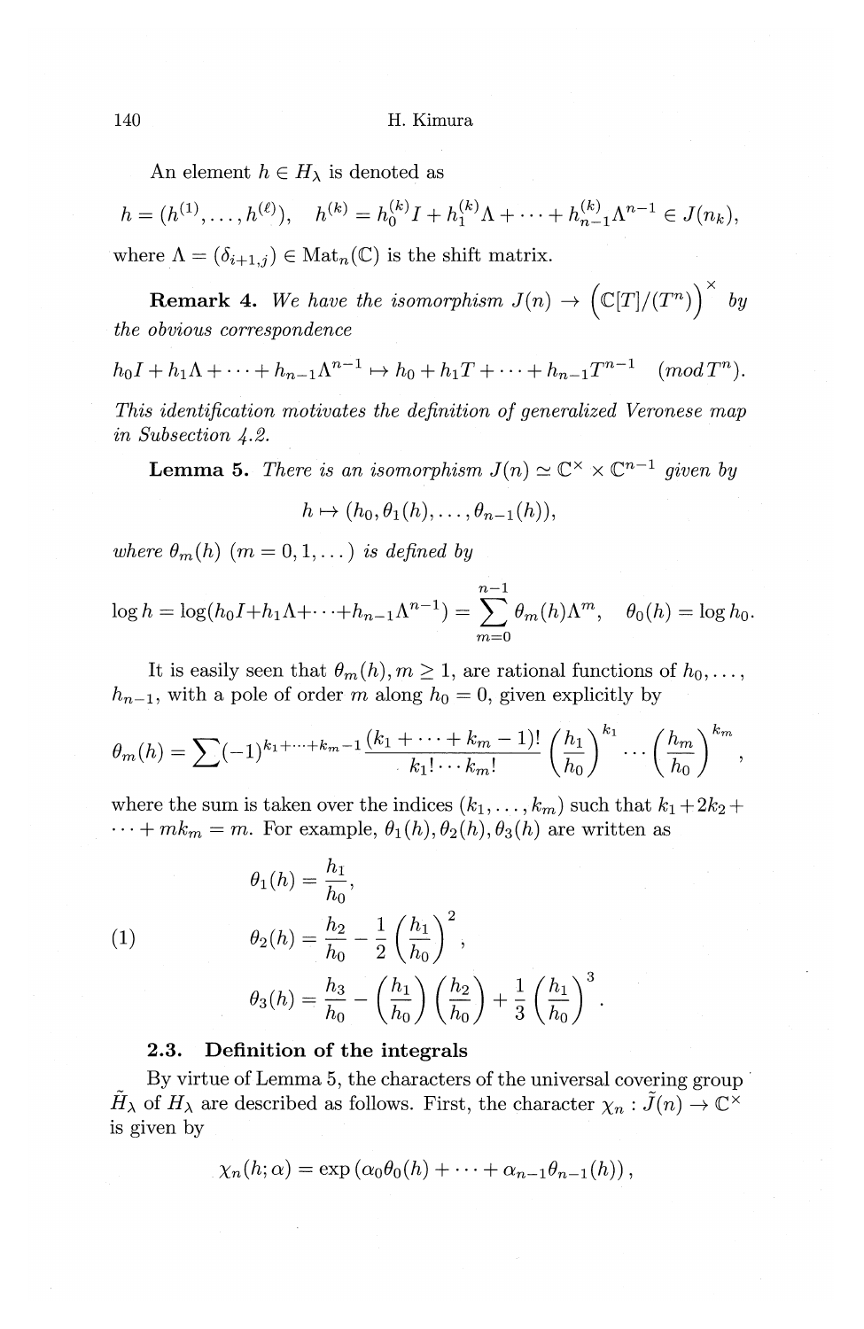An element $h \in H_\lambda$ is denoted as

$$h = (h^{(1)}, \dots, h^{(\ell)}), \quad h^{(k)} = h_0^{(k)} I + h_1^{(k)} \Lambda + \dots + h_{n-1}^{(k)} \Lambda^{n-1} \in J(n_k),$$

where $\Lambda = (\delta_{i+1,j}) \in \mathrm{Mat}_n(\mathbb{C})$ is the shift matrix.

**Remark 4.** *We have the isomorphism $J(n) \to \left(\mathbb{C}[T]/(T^n)\right)^\times$ by the obvious correspondence*

$$h_0 I + h_1 \Lambda + \dots + h_{n-1}\Lambda^{n-1} \mapsto h_0 + h_1 T + \dots + h_{n-1} T^{n-1} \pmod{T^n}.$$

*This identification motivates the definition of generalized Veronese map in Subsection 4.2.*

**Lemma 5.** *There is an isomorphism $J(n) \simeq \mathbb{C}^\times \times \mathbb{C}^{n-1}$ given by*

$$h \mapsto (h_0, \theta_1(h), \dots, \theta_{n-1}(h)),$$

*where $\theta_m(h)$ $(m = 0, 1, \dots)$ is defined by*

$$\log h = \log(h_0 I + h_1 \Lambda + \dots + h_{n-1}\Lambda^{n-1}) = \sum_{m=0}^{n-1} \theta_m(h) \Lambda^m, \quad \theta_0(h) = \log h_0.$$

It is easily seen that $\theta_m(h), m \geq 1$, are rational functions of $h_0, \dots, h_{n-1}$, with a pole of order $m$ along $h_0 = 0$, given explicitly by

$$\theta_m(h) = \sum (-1)^{k_1 + \dots + k_m - 1} \frac{(k_1 + \dots + k_m - 1)!}{k_1! \cdots k_m!} \left(\frac{h_1}{h_0}\right)^{k_1} \cdots \left(\frac{h_m}{h_0}\right)^{k_m},$$

where the sum is taken over the indices $(k_1, \dots, k_m)$ such that $k_1 + 2k_2 + \dots + mk_m = m$. For example, $\theta_1(h), \theta_2(h), \theta_3(h)$ are written as

$$\begin{aligned}
\theta_1(h) &= \frac{h_1}{h_0}, \\
\theta_2(h) &= \frac{h_2}{h_0} - \frac{1}{2}\left(\frac{h_1}{h_0}\right)^2, \qquad (1)\\
\theta_3(h) &= \frac{h_3}{h_0} - \left(\frac{h_1}{h_0}\right)\left(\frac{h_2}{h_0}\right) + \frac{1}{3}\left(\frac{h_1}{h_0}\right)^3.
\end{aligned}$$

### 2.3. Definition of the integrals

By virtue of Lemma 5, the characters of the universal covering group $\tilde{H}_\lambda$ of $H_\lambda$ are described as follows. First, the character $\chi_n : \tilde{J}(n) \to \mathbb{C}^\times$ is given by

$$\chi_n(h; \alpha) = \exp\left(\alpha_0 \theta_0(h) + \dots + \alpha_{n-1}\theta_{n-1}(h)\right),$$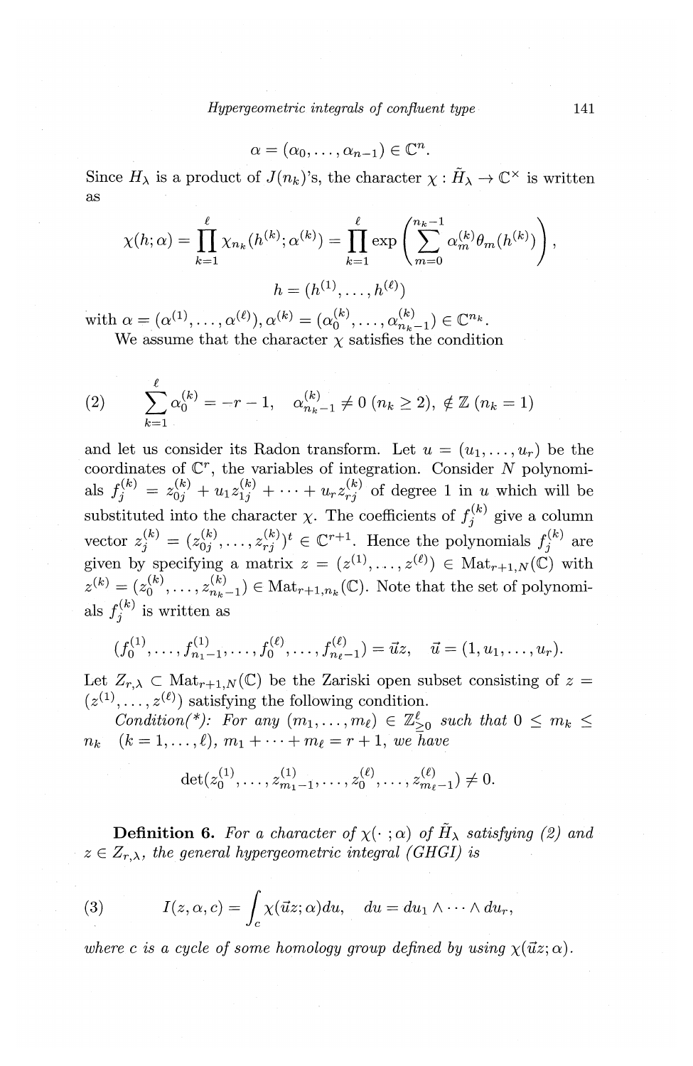$$\alpha = (\alpha_0, \dots, \alpha_{n-1}) \in \mathbb{C}^n.$$

Since $H_\lambda$ is a product of $J(n_k)$'s, the character $\chi : \tilde{H}_\lambda \to \mathbb{C}^\times$ is written as

$$\chi(h;\alpha) = \prod_{k=1}^{\ell} \chi_{n_k}(h^{(k)}; \alpha^{(k)}) = \prod_{k=1}^{\ell} \exp\left( \sum_{m=0}^{n_k-1} \alpha_m^{(k)} \theta_m(h^{(k)}) \right),$$

$$h = (h^{(1)}, \dots, h^{(\ell)})$$

with $\alpha = (\alpha^{(1)}, \dots, \alpha^{(\ell)}), \alpha^{(k)} = (\alpha_0^{(k)}, \dots, \alpha_{n_k-1}^{(k)}) \in \mathbb{C}^{n_k}$.

We assume that the character $\chi$ satisfies the condition

$$(2) \qquad \sum_{k=1}^{\ell} \alpha_0^{(k)} = -r-1, \quad \alpha_{n_k-1}^{(k)} \neq 0 \ (n_k \geq 2), \ \notin \mathbb{Z} \ (n_k = 1)$$

and let us consider its Radon transform. Let $u = (u_1, \dots, u_r)$ be the coordinates of $\mathbb{C}^r$, the variables of integration. Consider $N$ polynomials $f_j^{(k)} = z_{0j}^{(k)} + u_1 z_{1j}^{(k)} + \cdots + u_r z_{rj}^{(k)}$ of degree 1 in $u$ which will be substituted into the character $\chi$. The coefficients of $f_j^{(k)}$ give a column vector $z_j^{(k)} = (z_{0j}^{(k)}, \dots, z_{rj}^{(k)})^t \in \mathbb{C}^{r+1}$. Hence the polynomials $f_j^{(k)}$ are given by specifying a matrix $z = (z^{(1)}, \dots, z^{(\ell)}) \in \mathrm{Mat}_{r+1,N}(\mathbb{C})$ with $z^{(k)} = (z_0^{(k)}, \dots, z_{n_k-1}^{(k)}) \in \mathrm{Mat}_{r+1,n_k}(\mathbb{C})$. Note that the set of polynomials $f_j^{(k)}$ is written as

$$(f_0^{(1)}, \dots, f_{n_1-1}^{(1)}, \dots, f_0^{(\ell)}, \dots, f_{n_\ell-1}^{(\ell)}) = \vec{u}z, \quad \vec{u} = (1, u_1, \dots, u_r).$$

Let $Z_{r,\lambda} \subset \mathrm{Mat}_{r+1,N}(\mathbb{C})$ be the Zariski open subset consisting of $z = (z^{(1)}, \dots, z^{(\ell)})$ satisfying the following condition.

*Condition(\*): For any $(m_1, \dots, m_\ell) \in \mathbb{Z}_{\geq 0}^{\ell}$ such that $0 \leq m_k \leq n_k \ (k = 1, \dots, \ell)$, $m_1 + \cdots + m_\ell = r+1$, we have*

$$\det(z_0^{(1)}, \dots, z_{m_1-1}^{(1)}, \dots, z_0^{(\ell)}, \dots, z_{m_\ell-1}^{(\ell)}) \neq 0.$$

**Definition 6.** *For a character of $\chi(\cdot\,;\alpha)$ of $\tilde{H}_\lambda$ satisfying (2) and $z \in Z_{r,\lambda}$, the general hypergeometric integral (GHGI) is*

$$(3) \qquad I(z, \alpha, c) = \int_c \chi(\vec{u}z; \alpha) du, \quad du = du_1 \wedge \cdots \wedge du_r,$$

*where $c$ is a cycle of some homology group defined by using $\chi(\vec{u}z; \alpha)$.*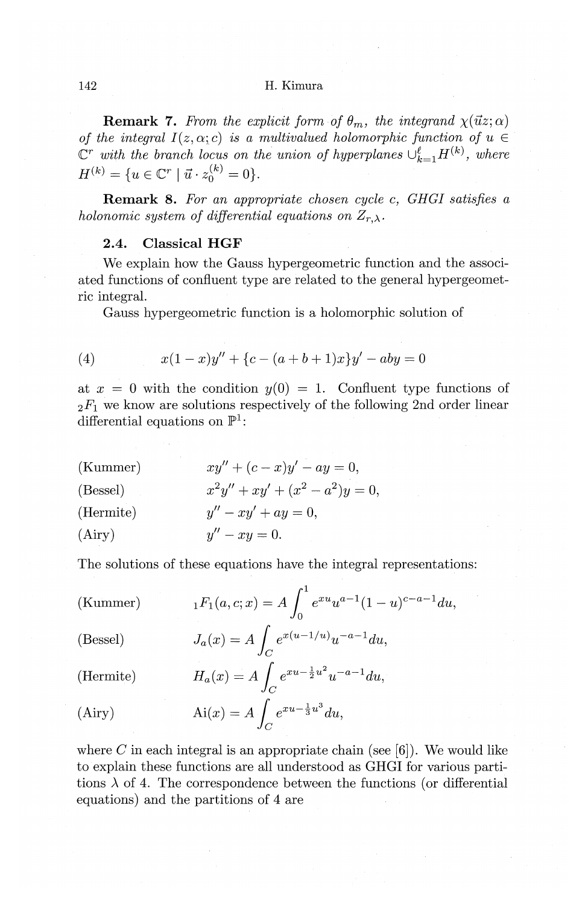**Remark 7.** *From the explicit form of $\theta_m$, the integrand $\chi(\vec{u}z;\alpha)$ of the integral $I(z,\alpha;c)$ is a multivalued holomorphic function of $u \in \mathbb{C}^r$ with the branch locus on the union of hyperplanes $\cup_{k=1}^{\ell} H^{(k)}$, where $H^{(k)} = \{u \in \mathbb{C}^r \mid \vec{u} \cdot z_0^{(k)} = 0\}$.*

**Remark 8.** *For an appropriate chosen cycle $c$, GHGI satisfies a holonomic system of differential equations on $Z_{r,\lambda}$.*

### 2.4. Classical HGF

We explain how the Gauss hypergeometric function and the associated functions of confluent type are related to the general hypergeometric integral.

Gauss hypergeometric function is a holomorphic solution of

$$x(1-x)y'' + \{c-(a+b+1)x\}y' - aby = 0 \tag{4}$$

at $x = 0$ with the condition $y(0) = 1$. Confluent type functions of ${}_2F_1$ we know are solutions respectively of the following 2nd order linear differential equations on $\mathbb{P}^1$:

$$\begin{aligned}
&\text{(Kummer)} && xy'' + (c-x)y' - ay = 0,\\
&\text{(Bessel)} && x^2y'' + xy' + (x^2 - a^2)y = 0,\\
&\text{(Hermite)} && y'' - xy' + ay = 0,\\
&\text{(Airy)} && y'' - xy = 0.
\end{aligned}$$

The solutions of these equations have the integral representations:

$$\begin{aligned}
&\text{(Kummer)} && {}_1F_1(a,c;x) = A\int_0^1 e^{xu}u^{a-1}(1-u)^{c-a-1}du,\\
&\text{(Bessel)} && J_a(x) = A\int_C e^{x(u-1/u)}u^{-a-1}du,\\
&\text{(Hermite)} && H_a(x) = A\int_C e^{xu-\frac{1}{2}u^2}u^{-a-1}du,\\
&\text{(Airy)} && \mathrm{Ai}(x) = A\int_C e^{xu-\frac{1}{3}u^3}du,
\end{aligned}$$

where $C$ in each integral is an appropriate chain (see [6]). We would like to explain these functions are all understood as GHGI for various partitions $\lambda$ of 4. The correspondence between the functions (or differential equations) and the partitions of 4 are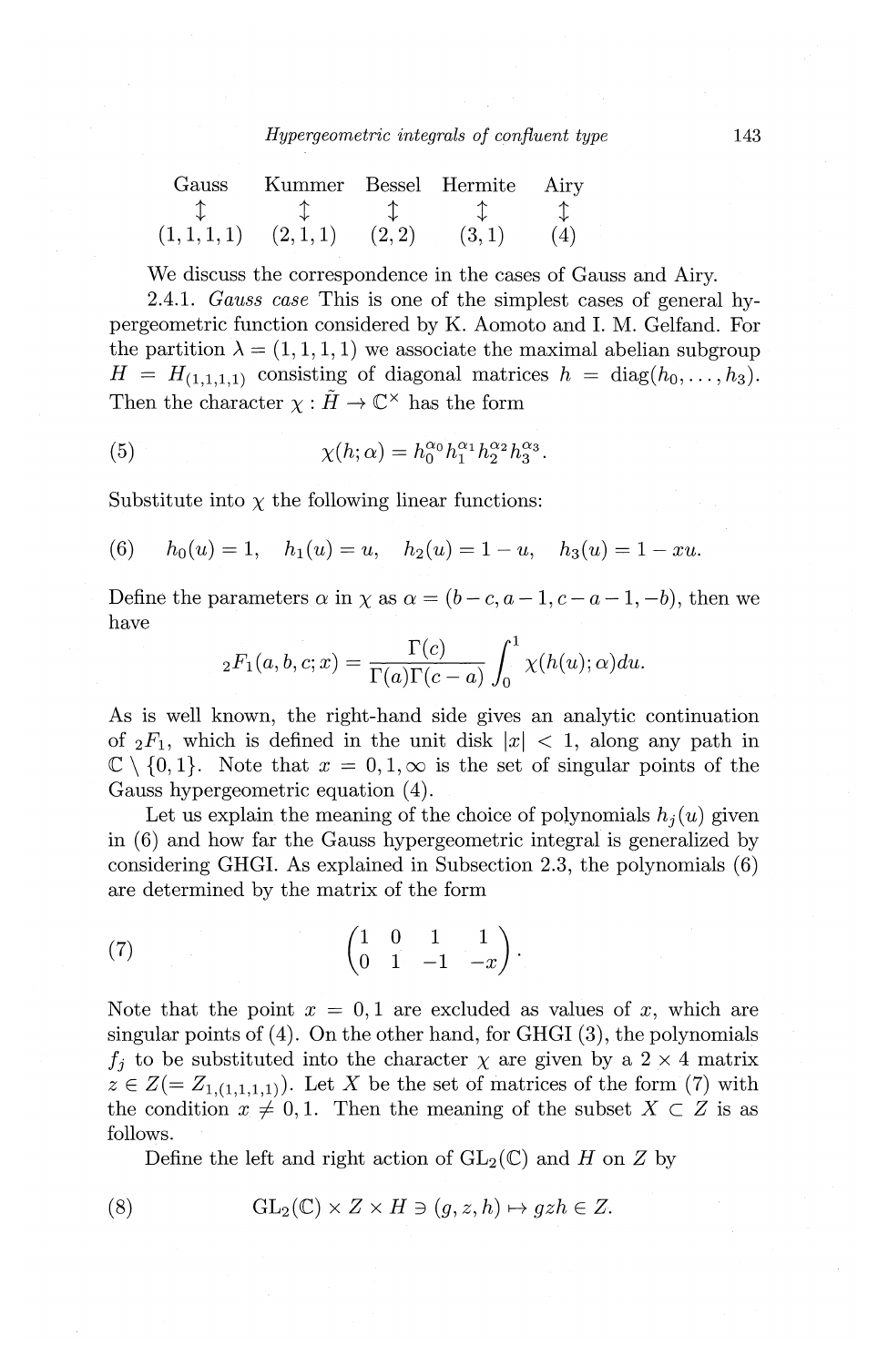| Gauss | Kummer | Bessel | Hermite | Airy |
|---|---|---|---|---|
| $\updownarrow$ | $\updownarrow$ | $\updownarrow$ | $\updownarrow$ | $\updownarrow$ |
| $(1,1,1,1)$ | $(2,1,1)$ | $(2,2)$ | $(3,1)$ | $(4)$ |

We discuss the correspondence in the cases of Gauss and Airy.

2.4.1. *Gauss case* This is one of the simplest cases of general hypergeometric function considered by K. Aomoto and I. M. Gelfand. For the partition $\lambda = (1,1,1,1)$ we associate the maximal abelian subgroup $H = H_{(1,1,1,1)}$ consisting of diagonal matrices $h = \operatorname{diag}(h_0, \dots, h_3)$. Then the character $\chi : \tilde{H} \to \mathbb{C}^\times$ has the form

$$\chi(h;\alpha) = h_0^{\alpha_0} h_1^{\alpha_1} h_2^{\alpha_2} h_3^{\alpha_3}. \tag{5}$$

Substitute into $\chi$ the following linear functions:

$$h_0(u) = 1, \quad h_1(u) = u, \quad h_2(u) = 1-u, \quad h_3(u) = 1-xu. \tag{6}$$

Define the parameters $\alpha$ in $\chi$ as $\alpha = (b-c, a-1, c-a-1, -b)$, then we have

$$ {}_2F_1(a,b,c;x) = \frac{\Gamma(c)}{\Gamma(a)\Gamma(c-a)} \int_0^1 \chi(h(u);\alpha)du.$$

As is well known, the right-hand side gives an analytic continuation of ${}_2F_1$, which is defined in the unit disk $|x| < 1$, along any path in $\mathbb{C} \setminus \{0,1\}$. Note that $x = 0, 1, \infty$ is the set of singular points of the Gauss hypergeometric equation (4).

Let us explain the meaning of the choice of polynomials $h_j(u)$ given in (6) and how far the Gauss hypergeometric integral is generalized by considering GHGI. As explained in Subsection 2.3, the polynomials (6) are determined by the matrix of the form

$$\begin{pmatrix} 1 & 0 & 1 & 1 \\ 0 & 1 & -1 & -x \end{pmatrix}. \tag{7}$$

Note that the point $x = 0, 1$ are excluded as values of $x$, which are singular points of (4). On the other hand, for GHGI (3), the polynomials $f_j$ to be substituted into the character $\chi$ are given by a $2 \times 4$ matrix $z \in Z (= Z_{1,(1,1,1,1)})$. Let $X$ be the set of matrices of the form (7) with the condition $x \neq 0, 1$. Then the meaning of the subset $X \subset Z$ is as follows.

Define the left and right action of $\mathrm{GL}_2(\mathbb{C})$ and $H$ on $Z$ by

$$\mathrm{GL}_2(\mathbb{C}) \times Z \times H \ni (g, z, h) \mapsto gzh \in Z. \tag{8}$$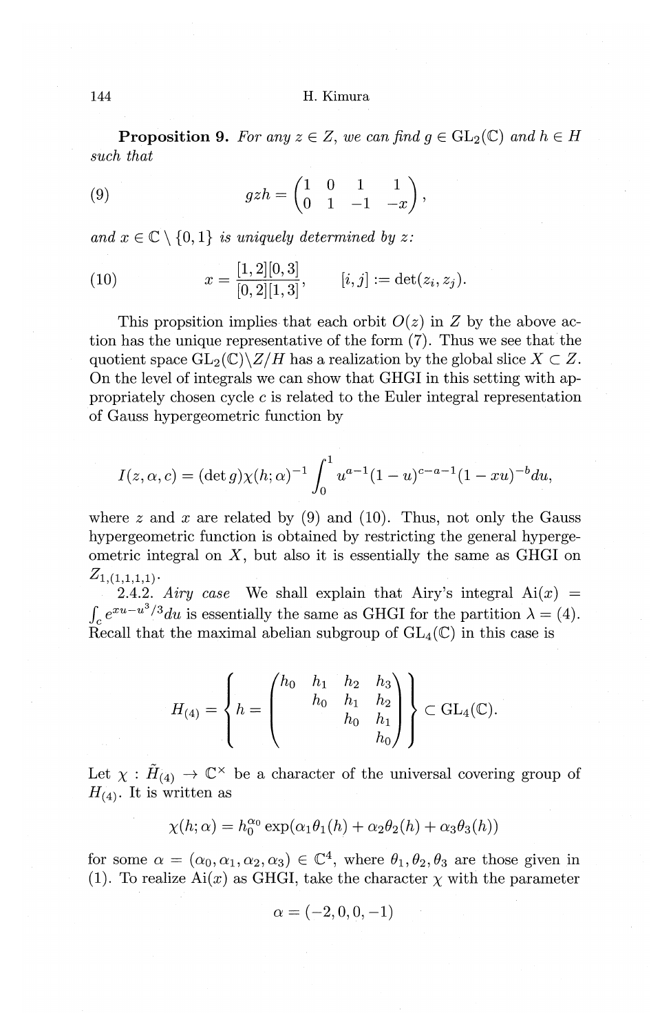**Proposition 9.** *For any $z \in Z$, we can find $g \in \mathrm{GL}_2(\mathbb{C})$ and $h \in H$ such that*

$$gzh = \begin{pmatrix} 1 & 0 & 1 & 1 \\ 0 & 1 & -1 & -x \end{pmatrix}, \tag{9}$$

*and $x \in \mathbb{C} \setminus \{0, 1\}$ is uniquely determined by $z$:*

$$x = \frac{[1,2][0,3]}{[0,2][1,3]}, \qquad [i,j] := \det(z_i, z_j). \tag{10}$$

This propsition implies that each orbit $O(z)$ in $Z$ by the above action has the unique representative of the form (7). Thus we see that the quotient space $\mathrm{GL}_2(\mathbb{C})\backslash Z/H$ has a realization by the global slice $X \subset Z$. On the level of integrals we can show that GHGI in this setting with appropriately chosen cycle $c$ is related to the Euler integral representation of Gauss hypergeometric function by

$$I(z, \alpha, c) = (\det g)\chi(h; \alpha)^{-1} \int_0^1 u^{a-1}(1-u)^{c-a-1}(1-xu)^{-b} du,$$

where $z$ and $x$ are related by (9) and (10). Thus, not only the Gauss hypergeometric function is obtained by restricting the general hypergeometric integral on $X$, but also it is essentially the same as GHGI on $Z_{1,(1,1,1,1)}$.

2.4.2. *Airy case* We shall explain that Airy's integral $\mathrm{Ai}(x) = \int_c e^{xu - u^3/3} du$ is essentially the same as GHGI for the partition $\lambda = (4)$. Recall that the maximal abelian subgroup of $\mathrm{GL}_4(\mathbb{C})$ in this case is

$$H_{(4)} = \left\{ h = \begin{pmatrix} h_0 & h_1 & h_2 & h_3 \\ & h_0 & h_1 & h_2 \\ & & h_0 & h_1 \\ & & & h_0 \end{pmatrix} \right\} \subset \mathrm{GL}_4(\mathbb{C}).$$

Let $\chi : \tilde{H}_{(4)} \to \mathbb{C}^\times$ be a character of the universal covering group of $H_{(4)}$. It is written as

$$\chi(h; \alpha) = h_0^{\alpha_0} \exp(\alpha_1 \theta_1(h) + \alpha_2 \theta_2(h) + \alpha_3 \theta_3(h))$$

for some $\alpha = (\alpha_0, \alpha_1, \alpha_2, \alpha_3) \in \mathbb{C}^4$, where $\theta_1, \theta_2, \theta_3$ are those given in (1). To realize $\mathrm{Ai}(x)$ as GHGI, take the character $\chi$ with the parameter

$$\alpha = (-2, 0, 0, -1)$$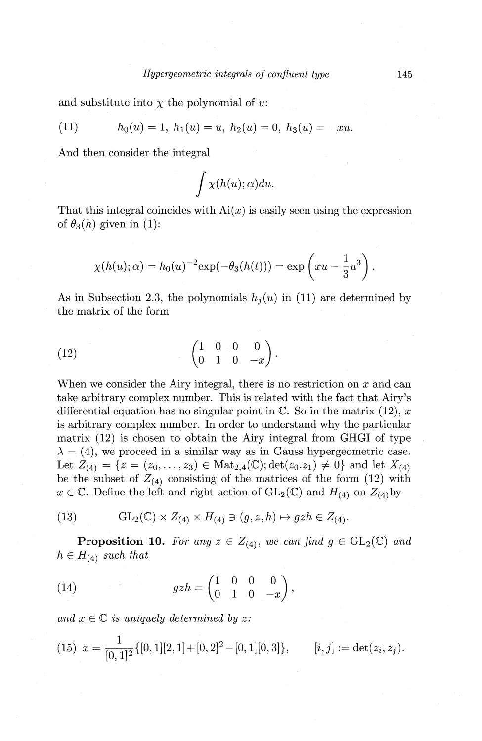and substitute into $\chi$ the polynomial of $u$:

$$h_0(u) = 1,\ h_1(u) = u,\ h_2(u) = 0,\ h_3(u) = -xu. \tag{11}$$

And then consider the integral

$$\int \chi(h(u); \alpha) du.$$

That this integral coincides with $\mathrm{Ai}(x)$ is easily seen using the expression of $\theta_3(h)$ given in (1):

$$\chi(h(u); \alpha) = h_0(u)^{-2} \exp(-\theta_3(h(t))) = \exp\left(xu - \frac{1}{3}u^3\right).$$

As in Subsection 2.3, the polynomials $h_j(u)$ in (11) are determined by the matrix of the form

$$\begin{pmatrix} 1 & 0 & 0 & 0 \\ 0 & 1 & 0 & -x \end{pmatrix}. \tag{12}$$

When we consider the Airy integral, there is no restriction on $x$ and can take arbitrary complex number. This is related with the fact that Airy's differential equation has no singular point in $\mathbb{C}$. So in the matrix (12), $x$ is arbitrary complex number. In order to understand why the particular matrix (12) is chosen to obtain the Airy integral from GHGI of type $\lambda = (4)$, we proceed in a similar way as in Gauss hypergeometric case. Let $Z_{(4)} = \{z = (z_0, \dots, z_3) \in \mathrm{Mat}_{2,4}(\mathbb{C}); \det(z_0.z_1) \neq 0\}$ and let $X_{(4)}$ be the subset of $Z_{(4)}$ consisting of the matrices of the form (12) with $x \in \mathbb{C}$. Define the left and right action of $\mathrm{GL}_2(\mathbb{C})$ and $H_{(4)}$ on $Z_{(4)}$ by

$$\mathrm{GL}_2(\mathbb{C}) \times Z_{(4)} \times H_{(4)} \ni (g, z, h) \mapsto gzh \in Z_{(4)}. \tag{13}$$

**Proposition 10.** *For any $z \in Z_{(4)}$, we can find $g \in \mathrm{GL}_2(\mathbb{C})$ and $h \in H_{(4)}$ such that*

$$gzh = \begin{pmatrix} 1 & 0 & 0 & 0 \\ 0 & 1 & 0 & -x \end{pmatrix}, \tag{14}$$

*and $x \in \mathbb{C}$ is uniquely determined by $z$:*

$$x = \frac{1}{[0,1]^2}\{[0,1][2,1] + [0,2]^2 - [0,1][0,3]\}, \qquad [i,j] := \det(z_i, z_j). \tag{15}$$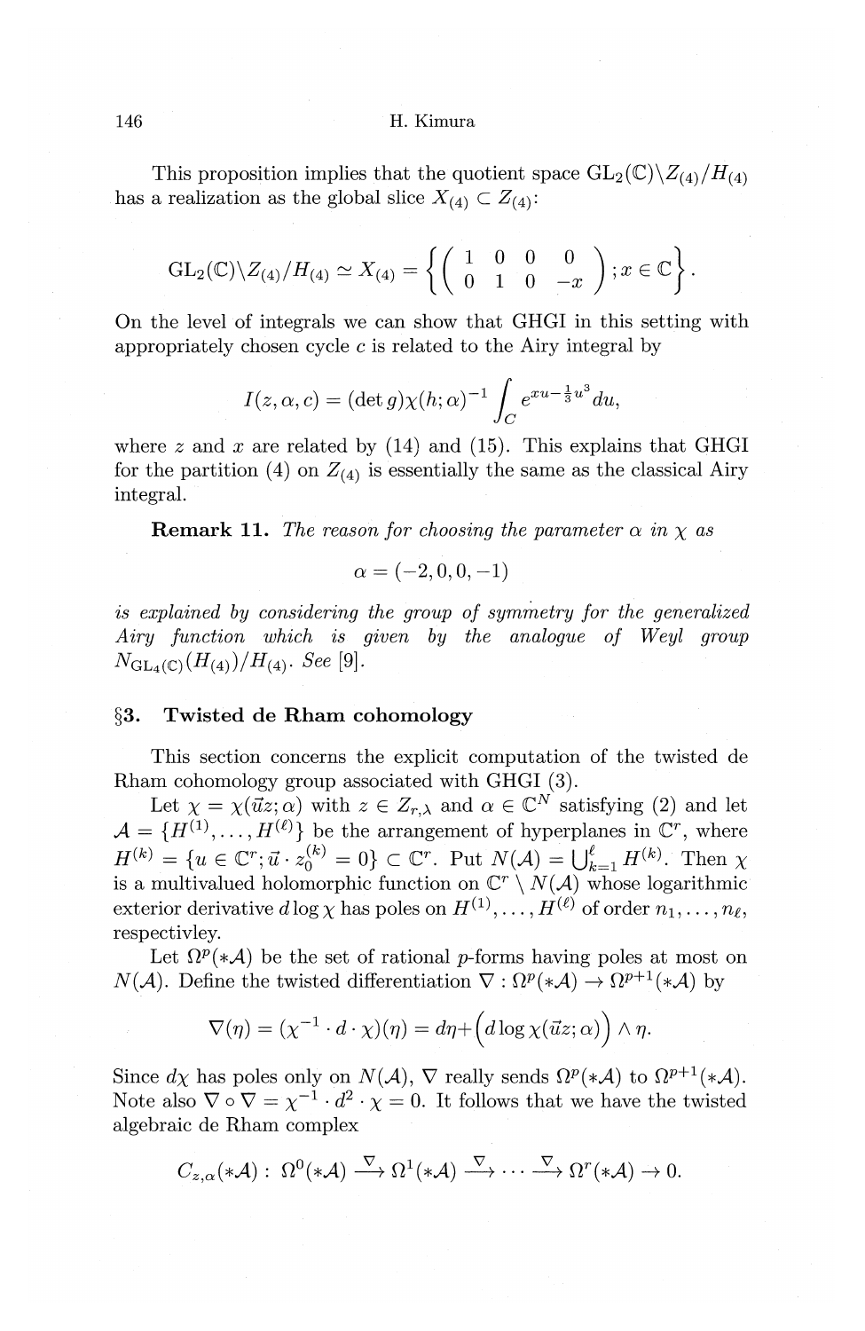This proposition implies that the quotient space $\mathrm{GL}_2(\mathbb{C})\backslash Z_{(4)}/H_{(4)}$ has a realization as the global slice $X_{(4)} \subset Z_{(4)}$:

$$\mathrm{GL}_2(\mathbb{C})\backslash Z_{(4)}/H_{(4)} \simeq X_{(4)} = \left\{ \begin{pmatrix} 1 & 0 & 0 & 0 \\ 0 & 1 & 0 & -x \end{pmatrix} ; x \in \mathbb{C} \right\}.$$

On the level of integrals we can show that GHGI in this setting with appropriately chosen cycle $c$ is related to the Airy integral by

$$I(z, \alpha, c) = (\det g)\chi(h; \alpha)^{-1} \int_C e^{xu - \frac{1}{3}u^3} du,$$

where $z$ and $x$ are related by (14) and (15). This explains that GHGI for the partition (4) on $Z_{(4)}$ is essentially the same as the classical Airy integral.

**Remark 11.** *The reason for choosing the parameter $\alpha$ in $\chi$ as*

$$\alpha = (-2, 0, 0, -1)$$

*is explained by considering the group of symmetry for the generalized Airy function which is given by the analogue of Weyl group $N_{\mathrm{GL}_4(\mathbb{C})}(H_{(4)})/H_{(4)}$. See [9].*

## §3. Twisted de Rham cohomology

This section concerns the explicit computation of the twisted de Rham cohomology group associated with GHGI (3).

Let $\chi = \chi(\vec{u}z; \alpha)$ with $z \in Z_{r,\lambda}$ and $\alpha \in \mathbb{C}^N$ satisfying (2) and let $\mathcal{A} = \{H^{(1)}, \dots, H^{(\ell)}\}$ be the arrangement of hyperplanes in $\mathbb{C}^r$, where $H^{(k)} = \{u \in \mathbb{C}^r; \vec{u} \cdot z_0^{(k)} = 0\} \subset \mathbb{C}^r$. Put $N(\mathcal{A}) = \bigcup_{k=1}^{\ell} H^{(k)}$. Then $\chi$ is a multivalued holomorphic function on $\mathbb{C}^r \setminus N(\mathcal{A})$ whose logarithmic exterior derivative $d \log \chi$ has poles on $H^{(1)}, \dots, H^{(\ell)}$ of order $n_1, \dots, n_\ell$, respectivley.

Let $\Omega^p(*\mathcal{A})$ be the set of rational $p$-forms having poles at most on $N(\mathcal{A})$. Define the twisted differentiation $\nabla : \Omega^p(*\mathcal{A}) \to \Omega^{p+1}(*\mathcal{A})$ by

$$\nabla(\eta) = (\chi^{-1} \cdot d \cdot \chi)(\eta) = d\eta + \Big(d \log \chi(\vec{u}z; \alpha)\Big) \wedge \eta.$$

Since $d\chi$ has poles only on $N(\mathcal{A})$, $\nabla$ really sends $\Omega^p(*\mathcal{A})$ to $\Omega^{p+1}(*\mathcal{A})$. Note also $\nabla \circ \nabla = \chi^{-1} \cdot d^2 \cdot \chi = 0$. It follows that we have the twisted algebraic de Rham complex

$$C_{z,\alpha}(*\mathcal{A}) : \ \Omega^0(*\mathcal{A}) \xrightarrow{\nabla} \Omega^1(*\mathcal{A}) \xrightarrow{\nabla} \cdots \xrightarrow{\nabla} \Omega^r(*\mathcal{A}) \to 0.$$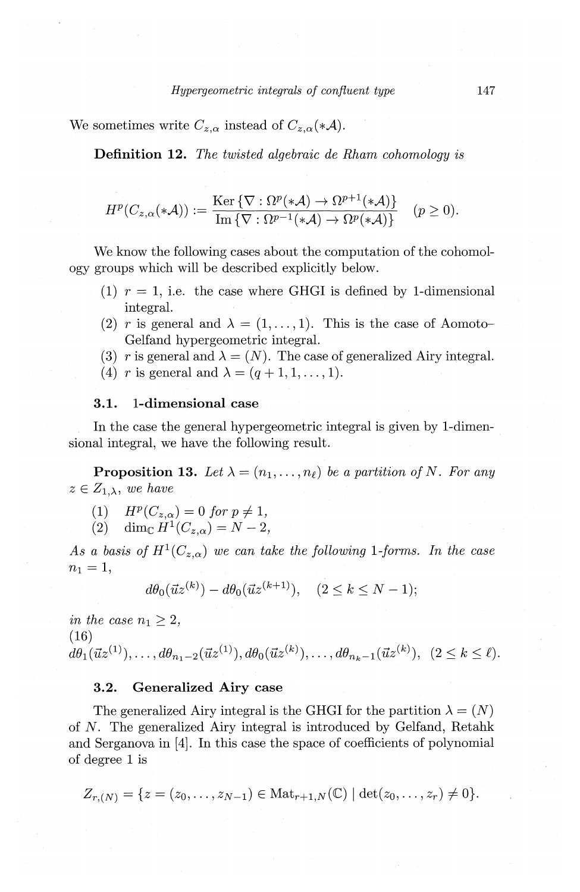We sometimes write $C_{z,\alpha}$ instead of $C_{z,\alpha}(*\mathcal{A})$.

**Definition 12.** *The twisted algebraic de Rham cohomology is*

$$H^p(C_{z,\alpha}(*\mathcal{A})) := \frac{\operatorname{Ker}\{\nabla : \Omega^p(*\mathcal{A}) \to \Omega^{p+1}(*\mathcal{A})\}}{\operatorname{Im}\{\nabla : \Omega^{p-1}(*\mathcal{A}) \to \Omega^p(*\mathcal{A})\}} \quad (p \geq 0).$$

We know the following cases about the computation of the cohomology groups which will be described explicitly below.

(1) $r = 1$, i.e. the case where GHGI is defined by 1-dimensional integral.
(2) $r$ is general and $\lambda = (1, \dots, 1)$. This is the case of Aomoto–Gelfand hypergeometric integral.
(3) $r$ is general and $\lambda = (N)$. The case of generalized Airy integral.
(4) $r$ is general and $\lambda = (q+1, 1, \dots, 1)$.

### 3.1. 1-dimensional case

In the case the general hypergeometric integral is given by 1-dimensional integral, we have the following result.

**Proposition 13.** *Let $\lambda = (n_1, \dots, n_\ell)$ be a partition of $N$. For any $z \in Z_{1,\lambda}$, we have*

(1) $H^p(C_{z,\alpha}) = 0$ *for* $p \neq 1$,
(2) $\dim_{\mathbb{C}} H^1(C_{z,\alpha}) = N - 2$,

*As a basis of $H^1(C_{z,\alpha})$ we can take the following 1-forms. In the case $n_1 = 1$,*

$$d\theta_0(\vec{u}z^{(k)}) - d\theta_0(\vec{u}z^{(k+1)}), \quad (2 \leq k \leq N-1);$$

*in the case $n_1 \geq 2$,*

(16)
$$d\theta_1(\vec{u}z^{(1)}), \dots, d\theta_{n_1-2}(\vec{u}z^{(1)}), d\theta_0(\vec{u}z^{(k)}), \dots, d\theta_{n_k-1}(\vec{u}z^{(k)}), \quad (2 \leq k \leq \ell).$$

### 3.2. Generalized Airy case

The generalized Airy integral is the GHGI for the partition $\lambda = (N)$ of $N$. The generalized Airy integral is introduced by Gelfand, Retahk and Serganova in [4]. In this case the space of coefficients of polynomial of degree 1 is

$$Z_{r,(N)} = \{z = (z_0, \dots, z_{N-1}) \in \operatorname{Mat}_{r+1,N}(\mathbb{C}) \mid \det(z_0, \dots, z_r) \neq 0\}.$$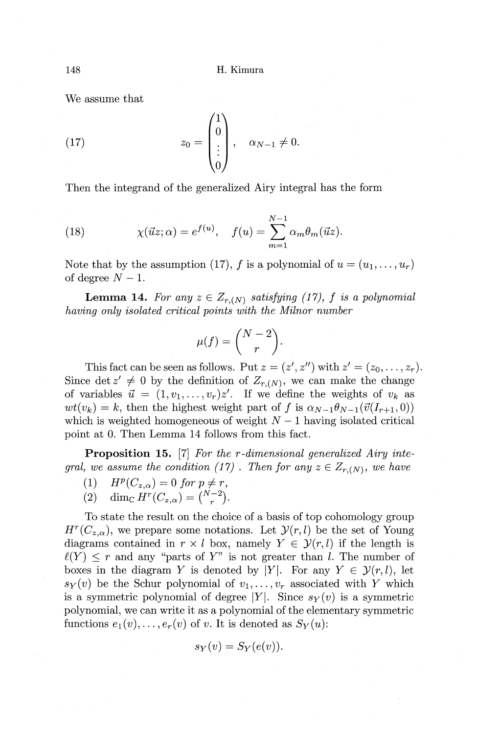We assume that

$$z_0 = \begin{pmatrix} 1 \\ 0 \\ \vdots \\ 0 \end{pmatrix}, \quad \alpha_{N-1} \neq 0. \tag{17}$$

Then the integrand of the generalized Airy integral has the form

$$\chi(\vec{u}z; \alpha) = e^{f(u)}, \quad f(u) = \sum_{m=1}^{N-1} \alpha_m \theta_m(\vec{u}z). \tag{18}$$

Note that by the assumption (17), $f$ is a polynomial of $u = (u_1, \ldots, u_r)$ of degree $N - 1$.

**Lemma 14.** *For any $z \in Z_{r,(N)}$ satisfying (17), $f$ is a polynomial having only isolated critical points with the Milnor number*

$$\mu(f) = \binom{N-2}{r}.$$

This fact can be seen as follows. Put $z = (z', z'')$ with $z' = (z_0, \ldots, z_r)$. Since $\det z' \neq 0$ by the definition of $Z_{r,(N)}$, we can make the change of variables $\vec{u} = (1, v_1, \ldots, v_r)z'$. If we define the weights of $v_k$ as $wt(v_k) = k$, then the highest weight part of $f$ is $\alpha_{N-1}\theta_{N-1}(\vec{v}(I_{r+1}, 0))$ which is weighted homogeneous of weight $N - 1$ having isolated critical point at 0. Then Lemma 14 follows from this fact.

**Proposition 15.** [7] *For the $r$-dimensional generalized Airy integral, we assume the condition (17) . Then for any $z \in Z_{r,(N)}$, we have*

(1) $H^p(C_{z,\alpha}) = 0$ *for* $p \neq r$,

(2) $\dim_{\mathbb{C}} H^r(C_{z,\alpha}) = \binom{N-2}{r}$.

To state the result on the choice of a basis of top cohomology group $H^r(C_{z,\alpha})$, we prepare some notations. Let $\mathcal{Y}(r, l)$ be the set of Young diagrams contained in $r \times l$ box, namely $Y \in \mathcal{Y}(r, l)$ if the length is $\ell(Y) \leq r$ and any "parts of $Y$" is not greater than $l$. The number of boxes in the diagram $Y$ is denoted by $|Y|$. For any $Y \in \mathcal{Y}(r, l)$, let $s_Y(v)$ be the Schur polynomial of $v_1, \ldots, v_r$ associated with $Y$ which is a symmetric polynomial of degree $|Y|$. Since $s_Y(v)$ is a symmetric polynomial, we can write it as a polynomial of the elementary symmetric functions $e_1(v), \ldots, e_r(v)$ of $v$. It is denoted as $S_Y(u)$:

$$s_Y(v) = S_Y(e(v)).$$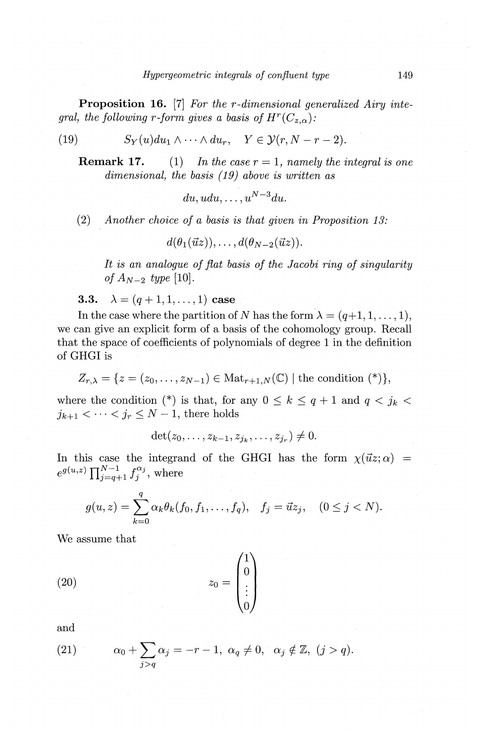**Proposition 16.** [7] *For the $r$-dimensional generalized Airy integral, the following $r$-form gives a basis of $H^r(C_{z,\alpha})$:*

$$S_Y(u)du_1 \wedge \cdots \wedge du_r, \quad Y \in \mathcal{Y}(r, N-r-2). \tag{19}$$

**Remark 17.** (1) *In the case $r = 1$, namely the integral is one dimensional, the basis (19) above is written as*

$$du, udu, \ldots, u^{N-3}du.$$

(2) *Another choice of a basis is that given in Proposition 13:*

$$d(\theta_1(\vec{u}z)), \ldots, d(\theta_{N-2}(\vec{u}z)).$$

*It is an analogue of flat basis of the Jacobi ring of singularity of $A_{N-2}$ type* [10].

### 3.3. $\lambda = (q+1, 1, \ldots, 1)$ case

In the case where the partition of $N$ has the form $\lambda = (q+1, 1, \ldots, 1)$, we can give an explicit form of a basis of the cohomology group. Recall that the space of coefficients of polynomials of degree 1 in the definition of GHGI is

$$Z_{r,\lambda} = \{z = (z_0, \ldots, z_{N-1}) \in \mathrm{Mat}_{r+1,N}(\mathbb{C}) \mid \text{the condition } (*)\},$$

where the condition (*) is that, for any $0 \le k \le q+1$ and $q < j_k < j_{k+1} < \cdots < j_r \le N-1$, there holds

$$\det(z_0, \ldots, z_{k-1}, z_{j_k}, \ldots, z_{j_r}) \neq 0.$$

In this case the integrand of the GHGI has the form $\chi(\vec{u}z; \alpha) = e^{g(u,z)} \prod_{j=q+1}^{N-1} f_j^{\alpha_j}$, where

$$g(u, z) = \sum_{k=0}^{q} \alpha_k \theta_k(f_0, f_1, \ldots, f_q), \quad f_j = \vec{u}z_j, \quad (0 \le j < N).$$

We assume that

$$z_0 = \begin{pmatrix} 1 \\ 0 \\ \vdots \\ 0 \end{pmatrix} \tag{20}$$

and

$$\alpha_0 + \sum_{j>q} \alpha_j = -r-1, \ \alpha_q \neq 0, \ \ \alpha_j \notin \mathbb{Z}, \ (j > q). \tag{21}$$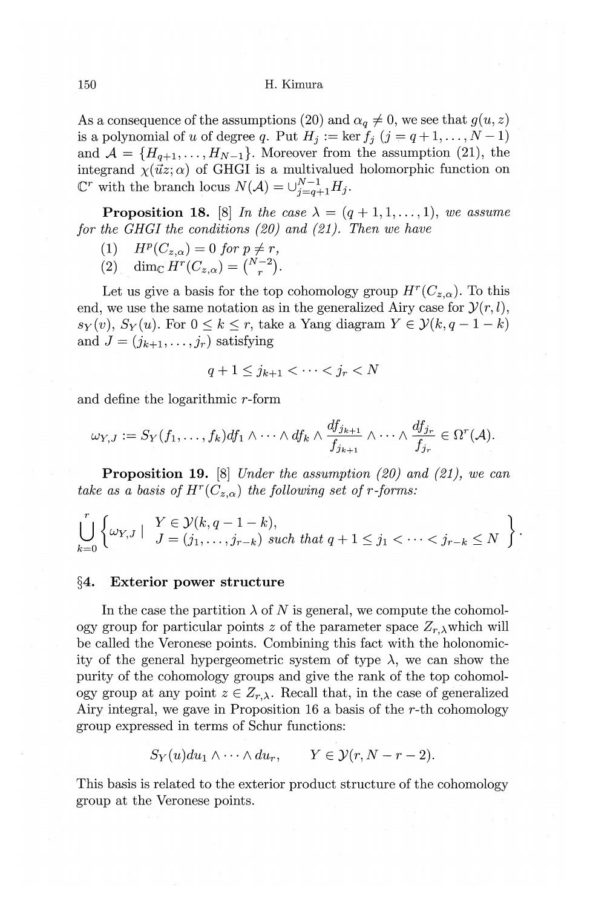As a consequence of the assumptions (20) and $\alpha_q \neq 0$, we see that $g(u, z)$ is a polynomial of $u$ of degree $q$. Put $H_j := \ker f_j$ ($j = q+1, \dots, N-1$) and $\mathcal{A} = \{H_{q+1}, \dots, H_{N-1}\}$. Moreover from the assumption (21), the integrand $\chi(\vec{u}z; \alpha)$ of GHGI is a multivalued holomorphic function on $\mathbb{C}^r$ with the branch locus $N(\mathcal{A}) = \cup_{j=q+1}^{N-1} H_j$.

**Proposition 18.** [8] *In the case $\lambda = (q+1, 1, \dots, 1)$, we assume for the GHGI the conditions (20) and (21). Then we have*

(1) $H^p(C_{z,\alpha}) = 0$ *for* $p \neq r$,

(2) $\dim_{\mathbb{C}} H^r(C_{z,\alpha}) = \binom{N-2}{r}$.

Let us give a basis for the top cohomology group $H^r(C_{z,\alpha})$. To this end, we use the same notation as in the generalized Airy case for $\mathcal{Y}(r, l)$, $s_Y(v)$, $S_Y(u)$. For $0 \leq k \leq r$, take a Yang diagram $Y \in \mathcal{Y}(k, q-1-k)$ and $J = (j_{k+1}, \dots, j_r)$ satisfying

$$q + 1 \leq j_{k+1} < \cdots < j_r < N$$

and define the logarithmic $r$-form

$$\omega_{Y,J} := S_Y(f_1, \dots, f_k) df_1 \wedge \cdots \wedge df_k \wedge \frac{df_{j_{k+1}}}{f_{j_{k+1}}} \wedge \cdots \wedge \frac{df_{j_r}}{f_{j_r}} \in \Omega^r(\mathcal{A}).$$

**Proposition 19.** [8] *Under the assumption (20) and (21), we can take as a basis of $H^r(C_{z,\alpha})$ the following set of $r$-forms:*

$$\bigcup_{k=0}^{r} \left\{ \omega_{Y,J} \mid \begin{array}{l} Y \in \mathcal{Y}(k, q-1-k), \\ J = (j_1, \dots, j_{r-k}) \text{ such that } q+1 \leq j_1 < \cdots < j_{r-k} \leq N \end{array} \right\}.$$

## §4. Exterior power structure

In the case the partition $\lambda$ of $N$ is general, we compute the cohomology group for particular points $z$ of the parameter space $Z_{r,\lambda}$ which will be called the Veronese points. Combining this fact with the holonomicity of the general hypergeometric system of type $\lambda$, we can show the purity of the cohomology groups and give the rank of the top cohomology group at any point $z \in Z_{r,\lambda}$. Recall that, in the case of generalized Airy integral, we gave in Proposition 16 a basis of the $r$-th cohomology group expressed in terms of Schur functions:

$$S_Y(u) du_1 \wedge \cdots \wedge du_r, \qquad Y \in \mathcal{Y}(r, N-r-2).$$

This basis is related to the exterior product structure of the cohomology group at the Veronese points.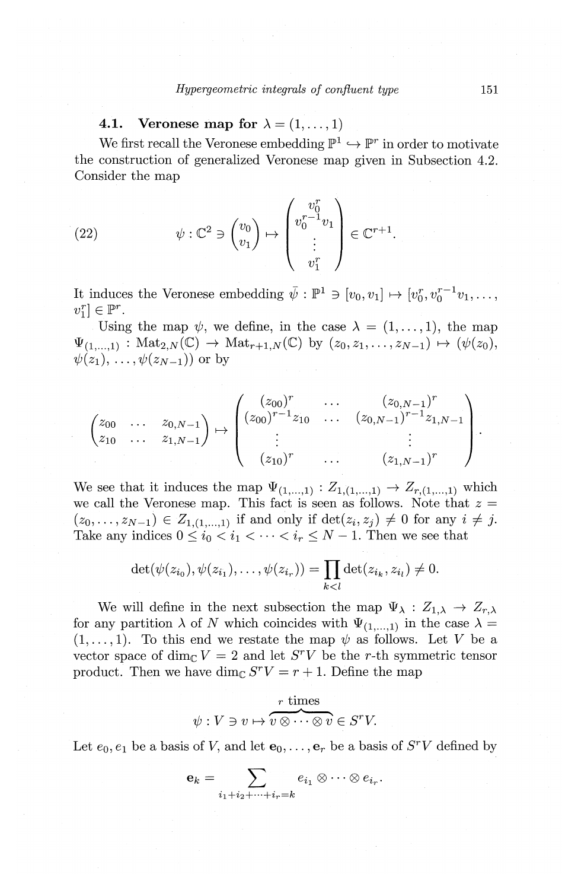### 4.1. Veronese map for $\lambda = (1, \dots, 1)$

We first recall the Veronese embedding $\mathbb{P}^1 \hookrightarrow \mathbb{P}^r$ in order to motivate the construction of generalized Veronese map given in Subsection 4.2. Consider the map

$$\psi : \mathbb{C}^2 \ni \begin{pmatrix} v_0 \\ v_1 \end{pmatrix} \mapsto \begin{pmatrix} v_0^r \\ v_0^{r-1} v_1 \\ \vdots \\ v_1^r \end{pmatrix} \in \mathbb{C}^{r+1}. \tag{22}$$

It induces the Veronese embedding $\bar{\psi} : \mathbb{P}^1 \ni [v_0, v_1] \mapsto [v_0^r, v_0^{r-1} v_1, \dots, v_1^r] \in \mathbb{P}^r$.

Using the map $\psi$, we define, in the case $\lambda = (1, \dots, 1)$, the map $\Psi_{(1,\dots,1)} : \mathrm{Mat}_{2,N}(\mathbb{C}) \to \mathrm{Mat}_{r+1,N}(\mathbb{C})$ by $(z_0, z_1, \dots, z_{N-1}) \mapsto (\psi(z_0), \psi(z_1), \dots, \psi(z_{N-1}))$ or by

$$\begin{pmatrix} z_{00} & \cdots & z_{0,N-1} \\ z_{10} & \cdots & z_{1,N-1} \end{pmatrix} \mapsto \begin{pmatrix} (z_{00})^r & \dots & (z_{0,N-1})^r \\ (z_{00})^{r-1} z_{10} & \dots & (z_{0,N-1})^{r-1} z_{1,N-1} \\ \vdots & & \vdots \\ (z_{10})^r & \dots & (z_{1,N-1})^r \end{pmatrix}.$$

We see that it induces the map $\Psi_{(1,\dots,1)} : Z_{1,(1,\dots,1)} \to Z_{r,(1,\dots,1)}$ which we call the Veronese map. This fact is seen as follows. Note that $z = (z_0, \dots, z_{N-1}) \in Z_{1,(1,\dots,1)}$ if and only if $\det(z_i, z_j) \neq 0$ for any $i \neq j$. Take any indices $0 \leq i_0 < i_1 < \dots < i_r \leq N-1$. Then we see that

$$\det(\psi(z_{i_0}), \psi(z_{i_1}), \dots, \psi(z_{i_r})) = \prod_{k<l} \det(z_{i_k}, z_{i_l}) \neq 0.$$

We will define in the next subsection the map $\Psi_\lambda : Z_{1,\lambda} \to Z_{r,\lambda}$ for any partition $\lambda$ of $N$ which coincides with $\Psi_{(1,\dots,1)}$ in the case $\lambda = (1, \dots, 1)$. To this end we restate the map $\psi$ as follows. Let $V$ be a vector space of $\dim_{\mathbb{C}} V = 2$ and let $S^r V$ be the $r$-th symmetric tensor product. Then we have $\dim_{\mathbb{C}} S^r V = r + 1$. Define the map

$$\psi : V \ni v \mapsto \overbrace{v \otimes \dots \otimes v}^{r \text{ times}} \in S^r V.$$

Let $e_0, e_1$ be a basis of $V$, and let $\mathbf{e}_0, \dots, \mathbf{e}_r$ be a basis of $S^r V$ defined by

$$\mathbf{e}_k = \sum_{i_1 + i_2 + \dots + i_r = k} e_{i_1} \otimes \dots \otimes e_{i_r}.$$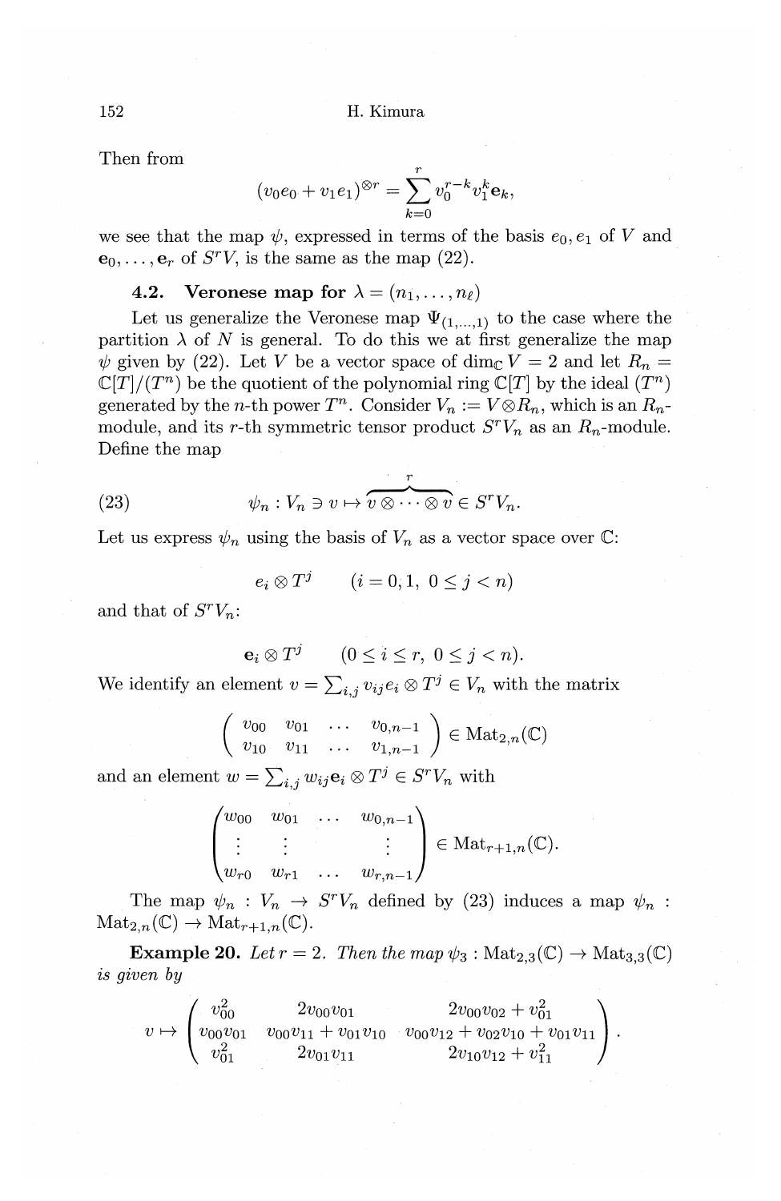Then from

$$(v_0 e_0 + v_1 e_1)^{\otimes r} = \sum_{k=0}^{r} v_0^{r-k} v_1^k \mathbf{e}_k,$$

we see that the map $\psi$, expressed in terms of the basis $e_0, e_1$ of $V$ and $\mathbf{e}_0, \ldots, \mathbf{e}_r$ of $S^r V$, is the same as the map (22).

### 4.2. Veronese map for $\lambda = (n_1, \ldots, n_\ell)$

Let us generalize the Veronese map $\Psi_{(1,\ldots,1)}$ to the case where the partition $\lambda$ of $N$ is general. To do this we at first generalize the map $\psi$ given by (22). Let $V$ be a vector space of $\dim_{\mathbb{C}} V = 2$ and let $R_n = \mathbb{C}[T]/(T^n)$ be the quotient of the polynomial ring $\mathbb{C}[T]$ by the ideal $(T^n)$ generated by the $n$-th power $T^n$. Consider $V_n := V \otimes R_n$, which is an $R_n$-module, and its $r$-th symmetric tensor product $S^r V_n$ as an $R_n$-module. Define the map

$$\psi_n : V_n \ni v \mapsto \overbrace{v \otimes \cdots \otimes v}^{r} \in S^r V_n. \tag{23}$$

Let us express $\psi_n$ using the basis of $V_n$ as a vector space over $\mathbb{C}$:

$$e_i \otimes T^j \qquad (i = 0, 1,\ 0 \leq j < n)$$

and that of $S^r V_n$:

$$\mathbf{e}_i \otimes T^j \qquad (0 \leq i \leq r,\ 0 \leq j < n).$$

We identify an element $v = \sum_{i,j} v_{ij} e_i \otimes T^j \in V_n$ with the matrix

$$\begin{pmatrix} v_{00} & v_{01} & \cdots & v_{0,n-1} \\ v_{10} & v_{11} & \cdots & v_{1,n-1} \end{pmatrix} \in \mathrm{Mat}_{2,n}(\mathbb{C})$$

and an element $w = \sum_{i,j} w_{ij} \mathbf{e}_i \otimes T^j \in S^r V_n$ with

$$\begin{pmatrix} w_{00} & w_{01} & \cdots & w_{0,n-1} \\ \vdots & \vdots & & \vdots \\ w_{r0} & w_{r1} & \cdots & w_{r,n-1} \end{pmatrix} \in \mathrm{Mat}_{r+1,n}(\mathbb{C}).$$

The map $\psi_n : V_n \to S^r V_n$ defined by (23) induces a map $\psi_n : \mathrm{Mat}_{2,n}(\mathbb{C}) \to \mathrm{Mat}_{r+1,n}(\mathbb{C})$.

**Example 20.** *Let $r = 2$. Then the map $\psi_3 : \mathrm{Mat}_{2,3}(\mathbb{C}) \to \mathrm{Mat}_{3,3}(\mathbb{C})$ is given by*

$$v \mapsto \begin{pmatrix} v_{00}^2 & 2v_{00}v_{01} & 2v_{00}v_{02} + v_{01}^2 \\ v_{00}v_{01} & v_{00}v_{11} + v_{01}v_{10} & v_{00}v_{12} + v_{02}v_{10} + v_{01}v_{11} \\ v_{01}^2 & 2v_{01}v_{11} & 2v_{10}v_{12} + v_{11}^2 \end{pmatrix}.$$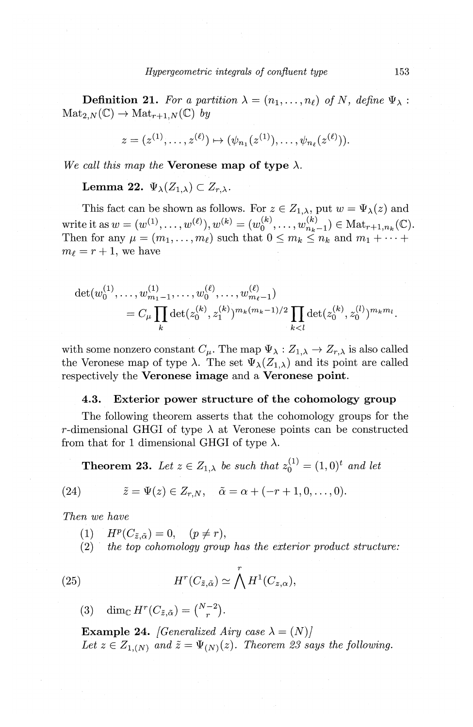**Definition 21.** *For a partition $\lambda = (n_1, \dots, n_\ell)$ of $N$, define $\Psi_\lambda : \mathrm{Mat}_{2,N}(\mathbb{C}) \to \mathrm{Mat}_{r+1,N}(\mathbb{C})$ by*

$$z = (z^{(1)}, \dots, z^{(\ell)}) \mapsto (\psi_{n_1}(z^{(1)}), \dots, \psi_{n_\ell}(z^{(\ell)})).$$

*We call this map the* **Veronese map of type** $\lambda$.

**Lemma 22.** $\Psi_\lambda(Z_{1,\lambda}) \subset Z_{r,\lambda}$.

This fact can be shown as follows. For $z \in Z_{1,\lambda}$, put $w = \Psi_\lambda(z)$ and write it as $w = (w^{(1)}, \dots, w^{(\ell)}), w^{(k)} = (w_0^{(k)}, \dots, w_{n_k-1}^{(k)}) \in \mathrm{Mat}_{r+1,n_k}(\mathbb{C})$. Then for any $\mu = (m_1, \dots, m_\ell)$ such that $0 \le m_k \le n_k$ and $m_1 + \cdots + m_\ell = r+1$, we have

$$\begin{aligned}
&\det(w_0^{(1)}, \dots, w_{m_1-1}^{(1)}, \dots, w_0^{(\ell)}, \dots, w_{m_\ell-1}^{(\ell)}) \\
&\quad = C_\mu \prod_k \det(z_0^{(k)}, z_1^{(k)})^{m_k(m_k-1)/2} \prod_{k<l} \det(z_0^{(k)}, z_0^{(l)})^{m_k m_l}.
\end{aligned}$$

with some nonzero constant $C_\mu$. The map $\Psi_\lambda : Z_{1,\lambda} \to Z_{r,\lambda}$ is also called the Veronese map of type $\lambda$. The set $\Psi_\lambda(Z_{1,\lambda})$ and its point are called respectively the **Veronese image** and a **Veronese point**.

### 4.3. Exterior power structure of the cohomology group

The following theorem asserts that the cohomology groups for the $r$-dimensional GHGI of type $\lambda$ at Veronese points can be constructed from that for 1 dimensional GHGI of type $\lambda$.

**Theorem 23.** *Let $z \in Z_{1,\lambda}$ be such that $z_0^{(1)} = (1,0)^t$ and let*

$$\tilde{z} = \Psi(z) \in Z_{r,N}, \quad \tilde{\alpha} = \alpha + (-r+1, 0, \dots, 0). \tag{24}$$

*Then we have*

(1) $H^p(C_{\tilde{z},\tilde{\alpha}}) = 0, \quad (p \neq r)$,

(2) *the top cohomology group has the exterior product structure:*

$$H^r(C_{\tilde{z},\tilde{\alpha}}) \simeq \bigwedge^r H^1(C_{z,\alpha}), \tag{25}$$

(3) $\dim_{\mathbb{C}} H^r(C_{\tilde{z},\tilde{\alpha}}) = \binom{N-2}{r}$.

**Example 24.** *[Generalized Airy case $\lambda = (N)$]*
*Let $z \in Z_{1,(N)}$ and $\tilde{z} = \Psi_{(N)}(z)$. Theorem 23 says the following.*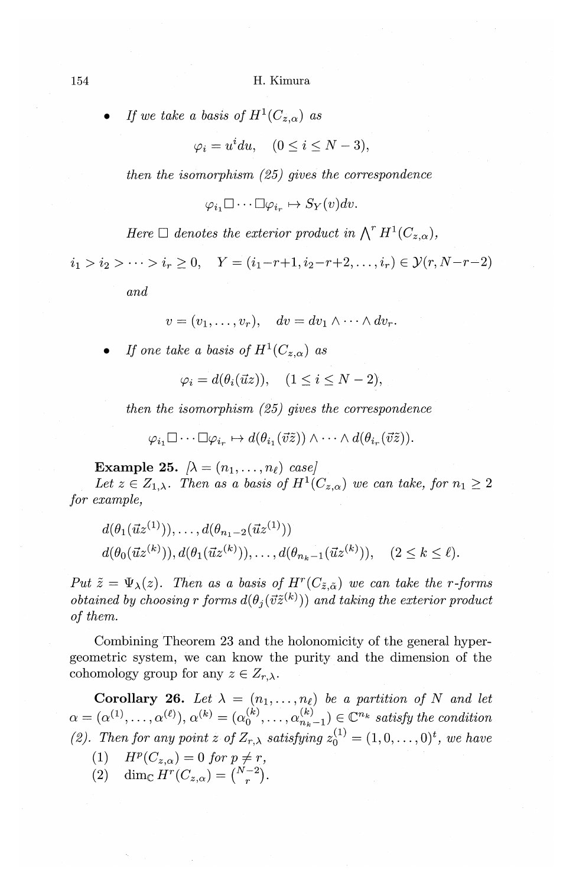- *If we take a basis of $H^1(C_{z,\alpha})$ as*

$$\varphi_i = u^i du, \quad (0 \le i \le N-3),$$

*then the isomorphism (25) gives the correspondence*

$$\varphi_{i_1} \square \cdots \square \varphi_{i_r} \mapsto S_Y(v)dv.$$

*Here $\square$ denotes the exterior product in $\bigwedge^r H^1(C_{z,\alpha})$,*

$$i_1 > i_2 > \cdots > i_r \ge 0, \quad Y = (i_1 - r + 1, i_2 - r + 2, \ldots, i_r) \in \mathcal{Y}(r, N-r-2)$$

*and*

$$v = (v_1, \ldots, v_r), \quad dv = dv_1 \wedge \cdots \wedge dv_r.$$

- *If one take a basis of $H^1(C_{z,\alpha})$ as*

$$\varphi_i = d(\theta_i(\vec{u}z)), \quad (1 \le i \le N-2),$$

*then the isomorphism (25) gives the correspondence*

$$\varphi_{i_1} \square \cdots \square \varphi_{i_r} \mapsto d(\theta_{i_1}(\vec{v}\tilde{z})) \wedge \cdots \wedge d(\theta_{i_r}(\vec{v}\tilde{z})).$$

**Example 25.** *[$\lambda = (n_1, \ldots, n_\ell)$ case]*
*Let $z \in Z_{1,\lambda}$. Then as a basis of $H^1(C_{z,\alpha})$ we can take, for $n_1 \ge 2$ for example,*

$$d(\theta_1(\vec{u}z^{(1)})), \ldots, d(\theta_{n_1-2}(\vec{u}z^{(1)}))$$
$$d(\theta_0(\vec{u}z^{(k)})), d(\theta_1(\vec{u}z^{(k)})), \ldots, d(\theta_{n_k-1}(\vec{u}z^{(k)})), \quad (2 \le k \le \ell).$$

*Put $\tilde{z} = \Psi_\lambda(z)$. Then as a basis of $H^r(C_{\tilde{z},\tilde{\alpha}})$ we can take the $r$-forms obtained by choosing $r$ forms $d(\theta_j(\vec{v}\tilde{z}^{(k)}))$ and taking the exterior product of them.*

Combining Theorem 23 and the holonomicity of the general hypergeometric system, we can know the purity and the dimension of the cohomology group for any $z \in Z_{r,\lambda}$.

**Corollary 26.** *Let $\lambda = (n_1, \ldots, n_\ell)$ be a partition of $N$ and let $\alpha = (\alpha^{(1)}, \ldots, \alpha^{(\ell)})$, $\alpha^{(k)} = (\alpha_0^{(k)}, \ldots, \alpha_{n_k-1}^{(k)}) \in \mathbb{C}^{n_k}$ satisfy the condition (2). Then for any point $z$ of $Z_{r,\lambda}$ satisfying $z_0^{(1)} = (1, 0, \ldots, 0)^t$, we have*

(1) $H^p(C_{z,\alpha}) = 0$ *for* $p \ne r$,
(2) $\dim_{\mathbb{C}} H^r(C_{z,\alpha}) = \binom{N-2}{r}$.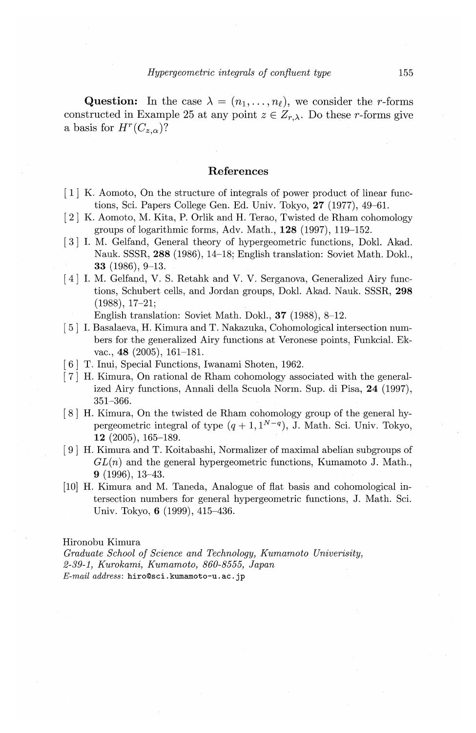**Question:** In the case $\lambda = (n_1, \ldots, n_\ell)$, we consider the $r$-forms constructed in Example 25 at any point $z \in Z_{r,\lambda}$. Do these $r$-forms give a basis for $H^r(C_{z,\alpha})$?

## References

[1] K. Aomoto, On the structure of integrals of power product of linear functions, Sci. Papers College Gen. Ed. Univ. Tokyo, **27** (1977), 49–61.

[2] K. Aomoto, M. Kita, P. Orlik and H. Terao, Twisted de Rham cohomology groups of logarithmic forms, Adv. Math., **128** (1997), 119–152.

[3] I. M. Gelfand, General theory of hypergeometric functions, Dokl. Akad. Nauk. SSSR, **288** (1986), 14–18; English translation: Soviet Math. Dokl., **33** (1986), 9–13.

[4] I. M. Gelfand, V. S. Retahk and V. V. Serganova, Generalized Airy functions, Schubert cells, and Jordan groups, Dokl. Akad. Nauk. SSSR, **298** (1988), 17–21;
English translation: Soviet Math. Dokl., **37** (1988), 8–12.

[5] I. Basalaeva, H. Kimura and T. Nakazuka, Cohomological intersection numbers for the generalized Airy functions at Veronese points, Funkcial. Ekvac., **48** (2005), 161–181.

[6] T. Inui, Special Functions, Iwanami Shoten, 1962.

[7] H. Kimura, On rational de Rham cohomology associated with the generalized Airy functions, Annali della Scuola Norm. Sup. di Pisa, **24** (1997), 351–366.

[8] H. Kimura, On the twisted de Rham cohomology group of the general hypergeometric integral of type $(q+1, 1^{N-q})$, J. Math. Sci. Univ. Tokyo, **12** (2005), 165–189.

[9] H. Kimura and T. Koitabashi, Normalizer of maximal abelian subgroups of $GL(n)$ and the general hypergeometric functions, Kumamoto J. Math., **9** (1996), 13–43.

[10] H. Kimura and M. Taneda, Analogue of flat basis and cohomological intersection numbers for general hypergeometric functions, J. Math. Sci. Univ. Tokyo, **6** (1999), 415–436.

Hironobu Kimura
*Graduate School of Science and Technology, Kumamoto Univerisity,*
*2-39-1, Kurokami, Kumamoto, 860-8555, Japan*
*E-mail address*: hiro@sci.kumamoto-u.ac.jp